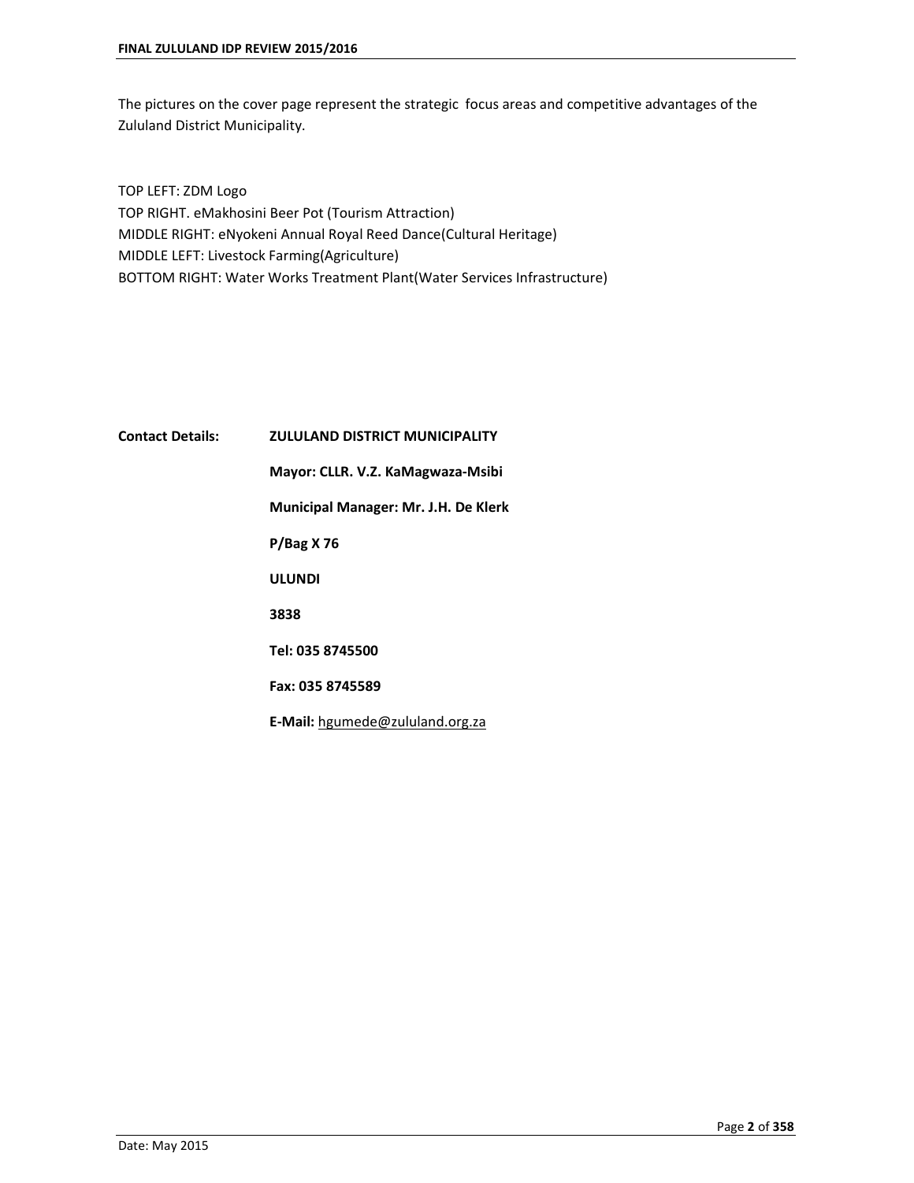The pictures on the cover page represent the strategic focus areas and competitive advantages of the Zululand District Municipality.

TOP LEFT: ZDM Logo
TOP RIGHT. eMakhosini Beer Pot (Tourism Attraction)
MIDDLE RIGHT: eNyokeni Annual Royal Reed Dance(Cultural Heritage)
MIDDLE LEFT: Livestock Farming(Agriculture)
BOTTOM RIGHT: Water Works Treatment Plant(Water Services Infrastructure)

**Contact Details:** **ZULULAND DISTRICT MUNICIPALITY**

**Mayor: CLLR. V.Z. KaMagwaza-Msibi**

**Municipal Manager: Mr. J.H. De Klerk**

**P/Bag X 76**

**ULUNDI**

**3838**

**Tel: 035 8745500**

**Fax: 035 8745589**

**E-Mail:** hgumede@zululand.org.za

Date: May 2015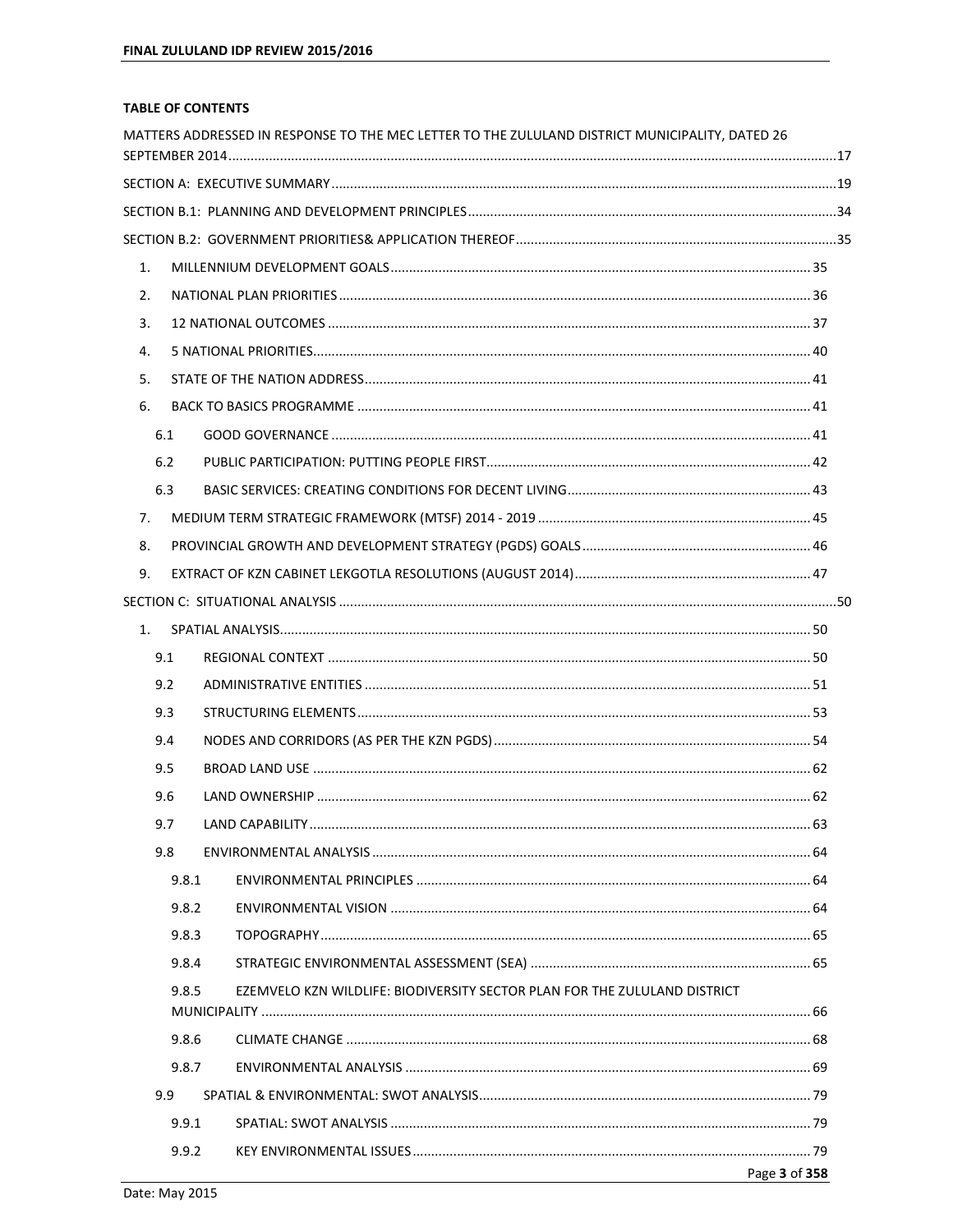**TABLE OF CONTENTS**

MATTERS ADDRESSED IN RESPONSE TO THE MEC LETTER TO THE ZULULAND DISTRICT MUNICIPALITY, DATED 26 SEPTEMBER 2014 ........ 17

SECTION A: EXECUTIVE SUMMARY ........ 19

SECTION B.1: PLANNING AND DEVELOPMENT PRINCIPLES ........ 34

SECTION B.2: GOVERNMENT PRIORITIES& APPLICATION THEREOF ........ 35

- 1. MILLENNIUM DEVELOPMENT GOALS ........ 35
- 2. NATIONAL PLAN PRIORITIES ........ 36
- 3. 12 NATIONAL OUTCOMES ........ 37
- 4. 5 NATIONAL PRIORITIES ........ 40
- 5. STATE OF THE NATION ADDRESS ........ 41
- 6. BACK TO BASICS PROGRAMME ........ 41
  - 6.1 GOOD GOVERNANCE ........ 41
  - 6.2 PUBLIC PARTICIPATION: PUTTING PEOPLE FIRST ........ 42
  - 6.3 BASIC SERVICES: CREATING CONDITIONS FOR DECENT LIVING ........ 43
- 7. MEDIUM TERM STRATEGIC FRAMEWORK (MTSF) 2014 - 2019 ........ 45
- 8. PROVINCIAL GROWTH AND DEVELOPMENT STRATEGY (PGDS) GOALS ........ 46
- 9. EXTRACT OF KZN CABINET LEKGOTLA RESOLUTIONS (AUGUST 2014) ........ 47

SECTION C: SITUATIONAL ANALYSIS ........ 50

- 1. SPATIAL ANALYSIS ........ 50
  - 9.1 REGIONAL CONTEXT ........ 50
  - 9.2 ADMINISTRATIVE ENTITIES ........ 51
  - 9.3 STRUCTURING ELEMENTS ........ 53
  - 9.4 NODES AND CORRIDORS (AS PER THE KZN PGDS) ........ 54
  - 9.5 BROAD LAND USE ........ 62
  - 9.6 LAND OWNERSHIP ........ 62
  - 9.7 LAND CAPABILITY ........ 63
  - 9.8 ENVIRONMENTAL ANALYSIS ........ 64
    - 9.8.1 ENVIRONMENTAL PRINCIPLES ........ 64
    - 9.8.2 ENVIRONMENTAL VISION ........ 64
    - 9.8.3 TOPOGRAPHY ........ 65
    - 9.8.4 STRATEGIC ENVIRONMENTAL ASSESSMENT (SEA) ........ 65
    - 9.8.5 EZEMVELO KZN WILDLIFE: BIODIVERSITY SECTOR PLAN FOR THE ZULULAND DISTRICT MUNICIPALITY ........ 66
    - 9.8.6 CLIMATE CHANGE ........ 68
    - 9.8.7 ENVIRONMENTAL ANALYSIS ........ 69
  - 9.9 SPATIAL & ENVIRONMENTAL: SWOT ANALYSIS ........ 79
    - 9.9.1 SPATIAL: SWOT ANALYSIS ........ 79
    - 9.9.2 KEY ENVIRONMENTAL ISSUES ........ 79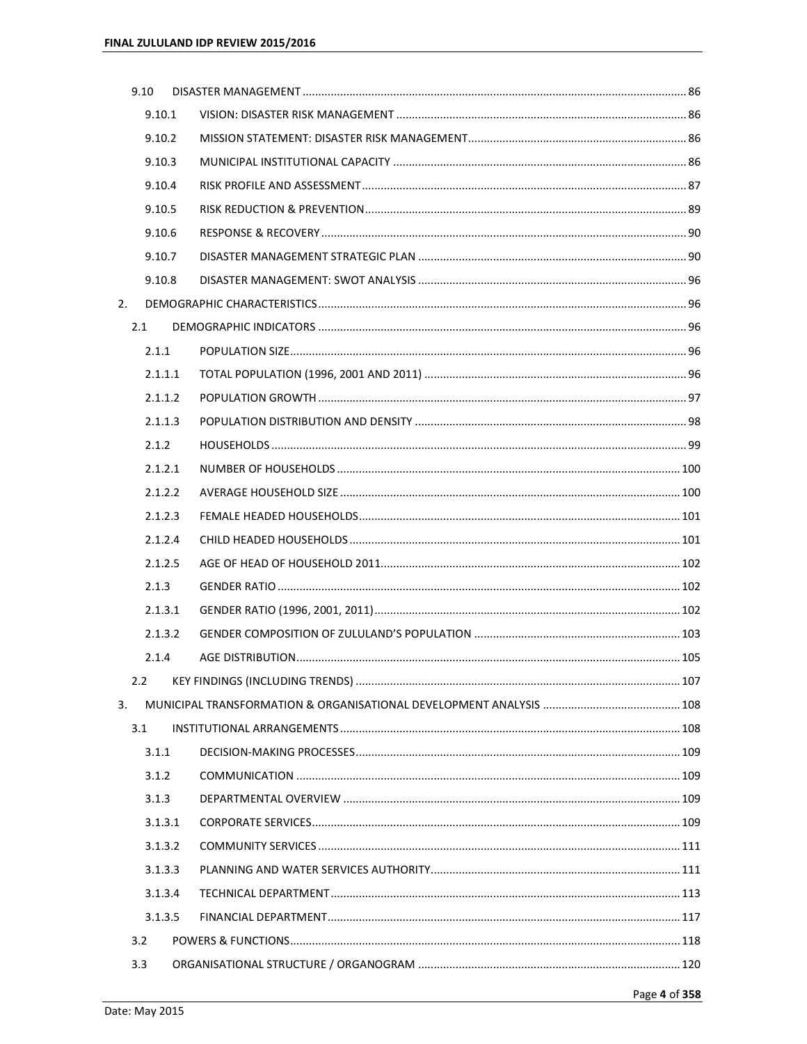| | | |
|---|---|---|
| 9.10 | DISASTER MANAGEMENT | 86 |
| 9.10.1 | VISION: DISASTER RISK MANAGEMENT | 86 |
| 9.10.2 | MISSION STATEMENT: DISASTER RISK MANAGEMENT | 86 |
| 9.10.3 | MUNICIPAL INSTITUTIONAL CAPACITY | 86 |
| 9.10.4 | RISK PROFILE AND ASSESSMENT | 87 |
| 9.10.5 | RISK REDUCTION & PREVENTION | 89 |
| 9.10.6 | RESPONSE & RECOVERY | 90 |
| 9.10.7 | DISASTER MANAGEMENT STRATEGIC PLAN | 90 |
| 9.10.8 | DISASTER MANAGEMENT: SWOT ANALYSIS | 96 |
| 2. | DEMOGRAPHIC CHARACTERISTICS | 96 |
| 2.1 | DEMOGRAPHIC INDICATORS | 96 |
| 2.1.1 | POPULATION SIZE | 96 |
| 2.1.1.1 | TOTAL POPULATION (1996, 2001 AND 2011) | 96 |
| 2.1.1.2 | POPULATION GROWTH | 97 |
| 2.1.1.3 | POPULATION DISTRIBUTION AND DENSITY | 98 |
| 2.1.2 | HOUSEHOLDS | 99 |
| 2.1.2.1 | NUMBER OF HOUSEHOLDS | 100 |
| 2.1.2.2 | AVERAGE HOUSEHOLD SIZE | 100 |
| 2.1.2.3 | FEMALE HEADED HOUSEHOLDS | 101 |
| 2.1.2.4 | CHILD HEADED HOUSEHOLDS | 101 |
| 2.1.2.5 | AGE OF HEAD OF HOUSEHOLD 2011 | 102 |
| 2.1.3 | GENDER RATIO | 102 |
| 2.1.3.1 | GENDER RATIO (1996, 2001, 2011) | 102 |
| 2.1.3.2 | GENDER COMPOSITION OF ZULULAND'S POPULATION | 103 |
| 2.1.4 | AGE DISTRIBUTION | 105 |
| 2.2 | KEY FINDINGS (INCLUDING TRENDS) | 107 |
| 3. | MUNICIPAL TRANSFORMATION & ORGANISATIONAL DEVELOPMENT ANALYSIS | 108 |
| 3.1 | INSTITUTIONAL ARRANGEMENTS | 108 |
| 3.1.1 | DECISION-MAKING PROCESSES | 109 |
| 3.1.2 | COMMUNICATION | 109 |
| 3.1.3 | DEPARTMENTAL OVERVIEW | 109 |
| 3.1.3.1 | CORPORATE SERVICES | 109 |
| 3.1.3.2 | COMMUNITY SERVICES | 111 |
| 3.1.3.3 | PLANNING AND WATER SERVICES AUTHORITY | 111 |
| 3.1.3.4 | TECHNICAL DEPARTMENT | 113 |
| 3.1.3.5 | FINANCIAL DEPARTMENT | 117 |
| 3.2 | POWERS & FUNCTIONS | 118 |
| 3.3 | ORGANISATIONAL STRUCTURE / ORGANOGRAM | 120 |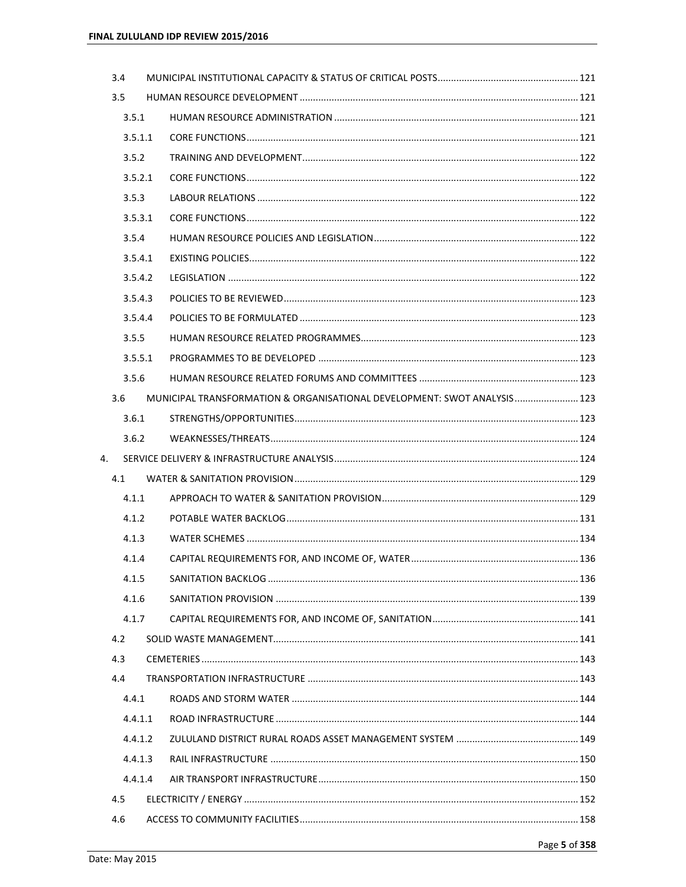| | | |
|---|---|---|
| 3.4 | MUNICIPAL INSTITUTIONAL CAPACITY & STATUS OF CRITICAL POSTS | 121 |
| 3.5 | HUMAN RESOURCE DEVELOPMENT | 121 |
| 3.5.1 | HUMAN RESOURCE ADMINISTRATION | 121 |
| 3.5.1.1 | CORE FUNCTIONS | 121 |
| 3.5.2 | TRAINING AND DEVELOPMENT | 122 |
| 3.5.2.1 | CORE FUNCTIONS | 122 |
| 3.5.3 | LABOUR RELATIONS | 122 |
| 3.5.3.1 | CORE FUNCTIONS | 122 |
| 3.5.4 | HUMAN RESOURCE POLICIES AND LEGISLATION | 122 |
| 3.5.4.1 | EXISTING POLICIES | 122 |
| 3.5.4.2 | LEGISLATION | 122 |
| 3.5.4.3 | POLICIES TO BE REVIEWED | 123 |
| 3.5.4.4 | POLICIES TO BE FORMULATED | 123 |
| 3.5.5 | HUMAN RESOURCE RELATED PROGRAMMES | 123 |
| 3.5.5.1 | PROGRAMMES TO BE DEVELOPED | 123 |
| 3.5.6 | HUMAN RESOURCE RELATED FORUMS AND COMMITTEES | 123 |
| 3.6 | MUNICIPAL TRANSFORMATION & ORGANISATIONAL DEVELOPMENT: SWOT ANALYSIS | 123 |
| 3.6.1 | STRENGTHS/OPPORTUNITIES | 123 |
| 3.6.2 | WEAKNESSES/THREATS | 124 |
| 4. | SERVICE DELIVERY & INFRASTRUCTURE ANALYSIS | 124 |
| 4.1 | WATER & SANITATION PROVISION | 129 |
| 4.1.1 | APPROACH TO WATER & SANITATION PROVISION | 129 |
| 4.1.2 | POTABLE WATER BACKLOG | 131 |
| 4.1.3 | WATER SCHEMES | 134 |
| 4.1.4 | CAPITAL REQUIREMENTS FOR, AND INCOME OF, WATER | 136 |
| 4.1.5 | SANITATION BACKLOG | 136 |
| 4.1.6 | SANITATION PROVISION | 139 |
| 4.1.7 | CAPITAL REQUIREMENTS FOR, AND INCOME OF, SANITATION | 141 |
| 4.2 | SOLID WASTE MANAGEMENT | 141 |
| 4.3 | CEMETERIES | 143 |
| 4.4 | TRANSPORTATION INFRASTRUCTURE | 143 |
| 4.4.1 | ROADS AND STORM WATER | 144 |
| 4.4.1.1 | ROAD INFRASTRUCTURE | 144 |
| 4.4.1.2 | ZULULAND DISTRICT RURAL ROADS ASSET MANAGEMENT SYSTEM | 149 |
| 4.4.1.3 | RAIL INFRASTRUCTURE | 150 |
| 4.4.1.4 | AIR TRANSPORT INFRASTRUCTURE | 150 |
| 4.5 | ELECTRICITY / ENERGY | 152 |
| 4.6 | ACCESS TO COMMUNITY FACILITIES | 158 |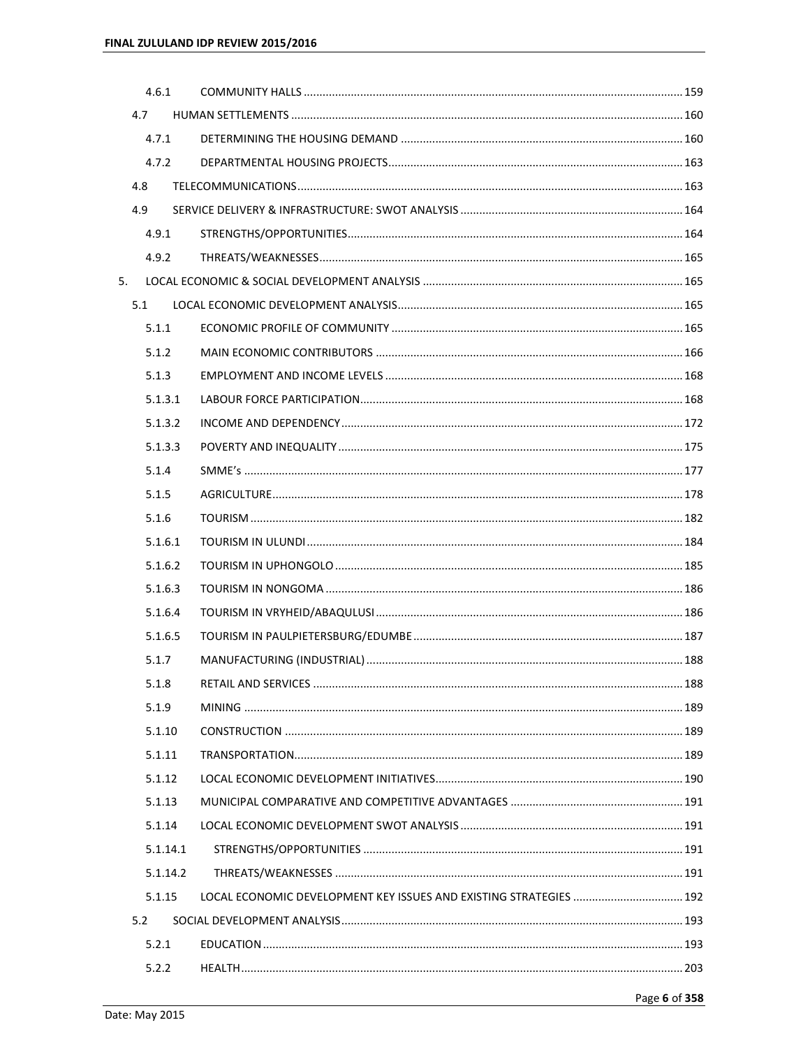| | | |
|---|---|---|
| 4.6.1 | COMMUNITY HALLS | 159 |
| 4.7 | HUMAN SETTLEMENTS | 160 |
| 4.7.1 | DETERMINING THE HOUSING DEMAND | 160 |
| 4.7.2 | DEPARTMENTAL HOUSING PROJECTS | 163 |
| 4.8 | TELECOMMUNICATIONS | 163 |
| 4.9 | SERVICE DELIVERY & INFRASTRUCTURE: SWOT ANALYSIS | 164 |
| 4.9.1 | STRENGTHS/OPPORTUNITIES | 164 |
| 4.9.2 | THREATS/WEAKNESSES | 165 |
| 5. | LOCAL ECONOMIC & SOCIAL DEVELOPMENT ANALYSIS | 165 |
| 5.1 | LOCAL ECONOMIC DEVELOPMENT ANALYSIS | 165 |
| 5.1.1 | ECONOMIC PROFILE OF COMMUNITY | 165 |
| 5.1.2 | MAIN ECONOMIC CONTRIBUTORS | 166 |
| 5.1.3 | EMPLOYMENT AND INCOME LEVELS | 168 |
| 5.1.3.1 | LABOUR FORCE PARTICIPATION | 168 |
| 5.1.3.2 | INCOME AND DEPENDENCY | 172 |
| 5.1.3.3 | POVERTY AND INEQUALITY | 175 |
| 5.1.4 | SMME's | 177 |
| 5.1.5 | AGRICULTURE | 178 |
| 5.1.6 | TOURISM | 182 |
| 5.1.6.1 | TOURISM IN ULUNDI | 184 |
| 5.1.6.2 | TOURISM IN UPHONGOLO | 185 |
| 5.1.6.3 | TOURISM IN NONGOMA | 186 |
| 5.1.6.4 | TOURISM IN VRYHEID/ABAQULUSI | 186 |
| 5.1.6.5 | TOURISM IN PAULPIETERSBURG/EDUMBE | 187 |
| 5.1.7 | MANUFACTURING (INDUSTRIAL) | 188 |
| 5.1.8 | RETAIL AND SERVICES | 188 |
| 5.1.9 | MINING | 189 |
| 5.1.10 | CONSTRUCTION | 189 |
| 5.1.11 | TRANSPORTATION | 189 |
| 5.1.12 | LOCAL ECONOMIC DEVELOPMENT INITIATIVES | 190 |
| 5.1.13 | MUNICIPAL COMPARATIVE AND COMPETITIVE ADVANTAGES | 191 |
| 5.1.14 | LOCAL ECONOMIC DEVELOPMENT SWOT ANALYSIS | 191 |
| 5.1.14.1 | STRENGTHS/OPPORTUNITIES | 191 |
| 5.1.14.2 | THREATS/WEAKNESSES | 191 |
| 5.1.15 | LOCAL ECONOMIC DEVELOPMENT KEY ISSUES AND EXISTING STRATEGIES | 192 |
| 5.2 | SOCIAL DEVELOPMENT ANALYSIS | 193 |
| 5.2.1 | EDUCATION | 193 |
| 5.2.2 | HEALTH | 203 |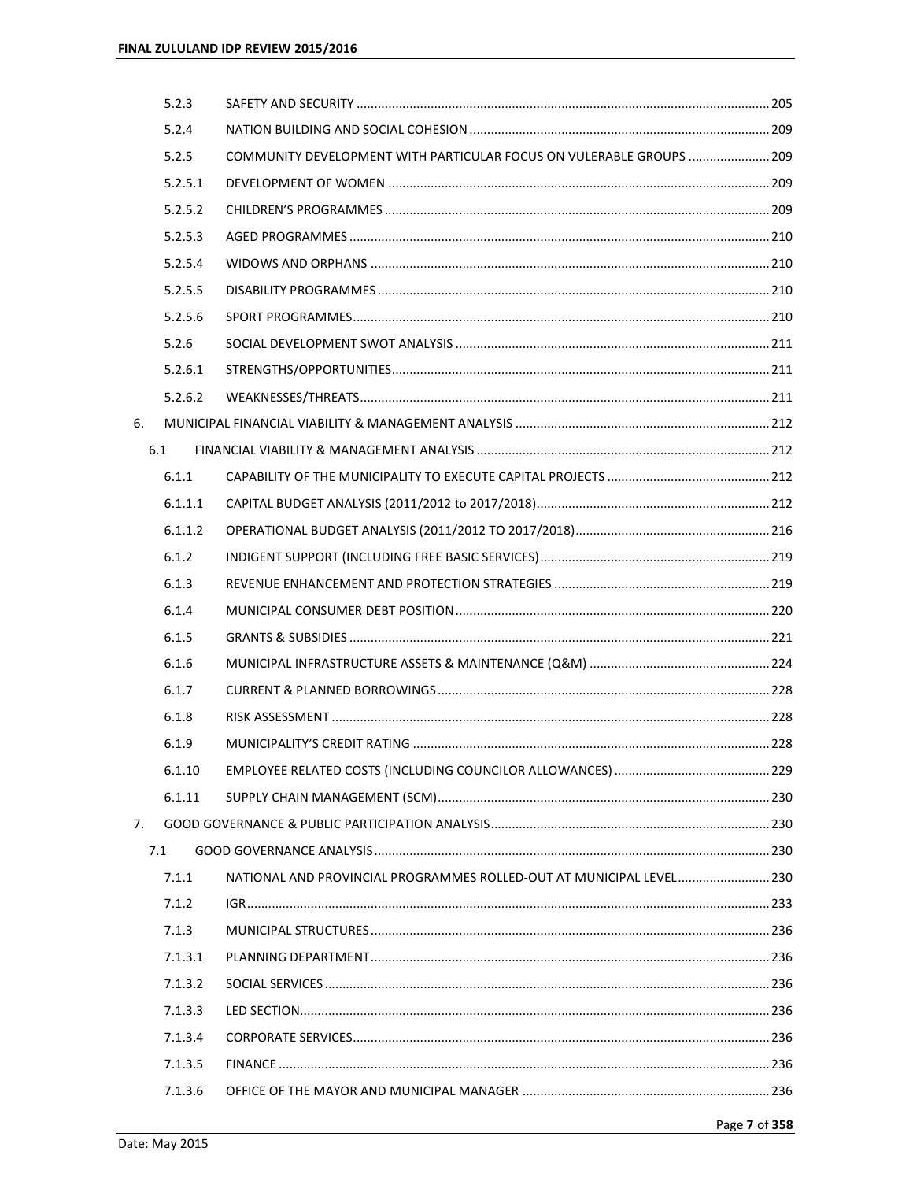| | | |
|---|---|---|
| 5.2.3 | SAFETY AND SECURITY | 205 |
| 5.2.4 | NATION BUILDING AND SOCIAL COHESION | 209 |
| 5.2.5 | COMMUNITY DEVELOPMENT WITH PARTICULAR FOCUS ON VULERABLE GROUPS | 209 |
| 5.2.5.1 | DEVELOPMENT OF WOMEN | 209 |
| 5.2.5.2 | CHILDREN'S PROGRAMMES | 209 |
| 5.2.5.3 | AGED PROGRAMMES | 210 |
| 5.2.5.4 | WIDOWS AND ORPHANS | 210 |
| 5.2.5.5 | DISABILITY PROGRAMMES | 210 |
| 5.2.5.6 | SPORT PROGRAMMES | 210 |
| 5.2.6 | SOCIAL DEVELOPMENT SWOT ANALYSIS | 211 |
| 5.2.6.1 | STRENGTHS/OPPORTUNITIES | 211 |
| 5.2.6.2 | WEAKNESSES/THREATS | 211 |
| 6. | MUNICIPAL FINANCIAL VIABILITY & MANAGEMENT ANALYSIS | 212 |
| 6.1 | FINANCIAL VIABILITY & MANAGEMENT ANALYSIS | 212 |
| 6.1.1 | CAPABILITY OF THE MUNICIPALITY TO EXECUTE CAPITAL PROJECTS | 212 |
| 6.1.1.1 | CAPITAL BUDGET ANALYSIS (2011/2012 to 2017/2018) | 212 |
| 6.1.1.2 | OPERATIONAL BUDGET ANALYSIS (2011/2012 TO 2017/2018) | 216 |
| 6.1.2 | INDIGENT SUPPORT (INCLUDING FREE BASIC SERVICES) | 219 |
| 6.1.3 | REVENUE ENHANCEMENT AND PROTECTION STRATEGIES | 219 |
| 6.1.4 | MUNICIPAL CONSUMER DEBT POSITION | 220 |
| 6.1.5 | GRANTS & SUBSIDIES | 221 |
| 6.1.6 | MUNICIPAL INFRASTRUCTURE ASSETS & MAINTENANCE (Q&M) | 224 |
| 6.1.7 | CURRENT & PLANNED BORROWINGS | 228 |
| 6.1.8 | RISK ASSESSMENT | 228 |
| 6.1.9 | MUNICIPALITY'S CREDIT RATING | 228 |
| 6.1.10 | EMPLOYEE RELATED COSTS (INCLUDING COUNCILOR ALLOWANCES) | 229 |
| 6.1.11 | SUPPLY CHAIN MANAGEMENT (SCM) | 230 |
| 7. | GOOD GOVERNANCE & PUBLIC PARTICIPATION ANALYSIS | 230 |
| 7.1 | GOOD GOVERNANCE ANALYSIS | 230 |
| 7.1.1 | NATIONAL AND PROVINCIAL PROGRAMMES ROLLED-OUT AT MUNICIPAL LEVEL | 230 |
| 7.1.2 | IGR | 233 |
| 7.1.3 | MUNICIPAL STRUCTURES | 236 |
| 7.1.3.1 | PLANNING DEPARTMENT | 236 |
| 7.1.3.2 | SOCIAL SERVICES | 236 |
| 7.1.3.3 | LED SECTION | 236 |
| 7.1.3.4 | CORPORATE SERVICES | 236 |
| 7.1.3.5 | FINANCE | 236 |
| 7.1.3.6 | OFFICE OF THE MAYOR AND MUNICIPAL MANAGER | 236 |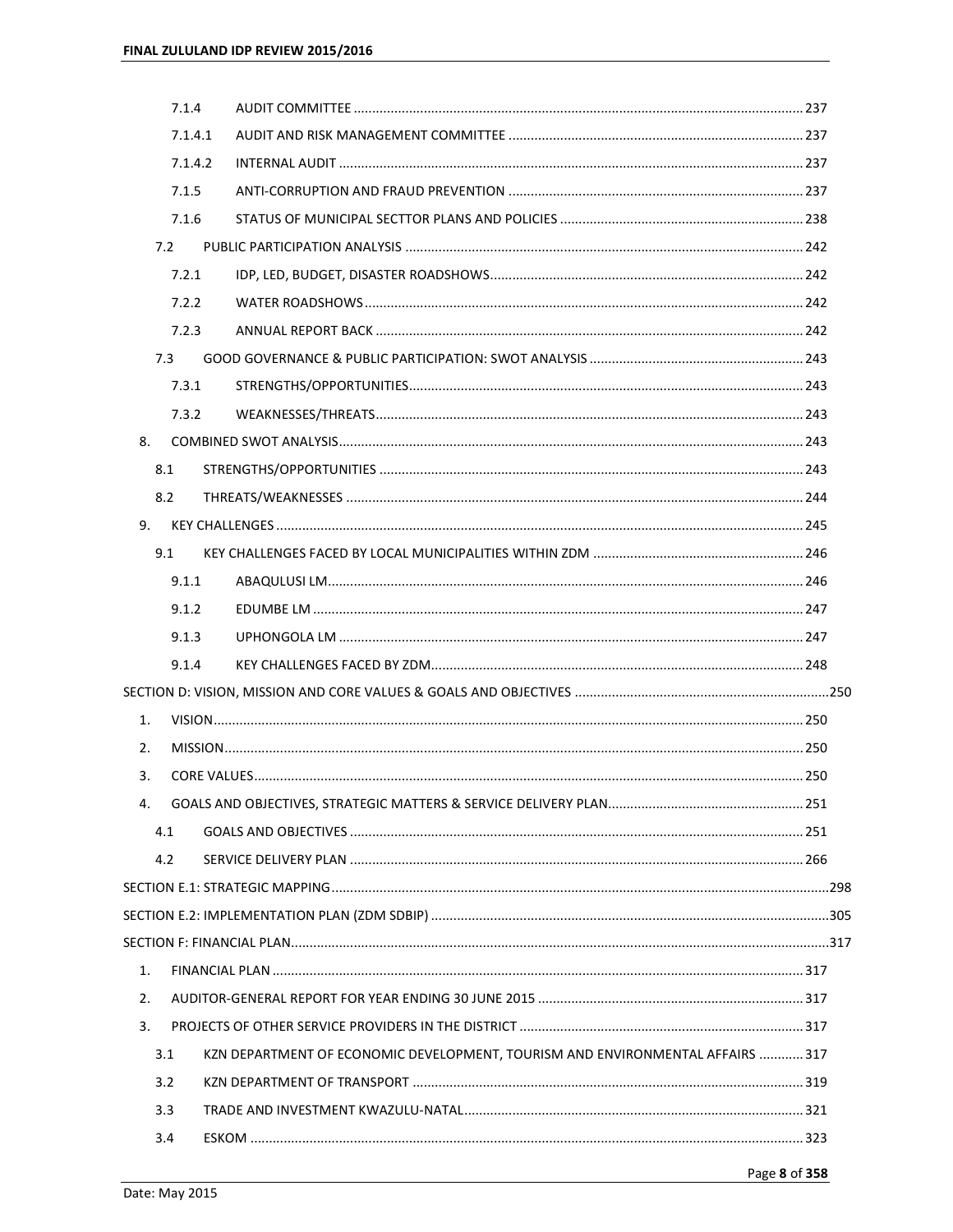| | | |
|---|---|---|
| 7.1.4 | AUDIT COMMITTEE | 237 |
| 7.1.4.1 | AUDIT AND RISK MANAGEMENT COMMITTEE | 237 |
| 7.1.4.2 | INTERNAL AUDIT | 237 |
| 7.1.5 | ANTI-CORRUPTION AND FRAUD PREVENTION | 237 |
| 7.1.6 | STATUS OF MUNICIPAL SECTTOR PLANS AND POLICIES | 238 |
| 7.2 | PUBLIC PARTICIPATION ANALYSIS | 242 |
| 7.2.1 | IDP, LED, BUDGET, DISASTER ROADSHOWS | 242 |
| 7.2.2 | WATER ROADSHOWS | 242 |
| 7.2.3 | ANNUAL REPORT BACK | 242 |
| 7.3 | GOOD GOVERNANCE & PUBLIC PARTICIPATION: SWOT ANALYSIS | 243 |
| 7.3.1 | STRENGTHS/OPPORTUNITIES | 243 |
| 7.3.2 | WEAKNESSES/THREATS | 243 |
| 8. | COMBINED SWOT ANALYSIS | 243 |
| 8.1 | STRENGTHS/OPPORTUNITIES | 243 |
| 8.2 | THREATS/WEAKNESSES | 244 |
| 9. | KEY CHALLENGES | 245 |
| 9.1 | KEY CHALLENGES FACED BY LOCAL MUNICIPALITIES WITHIN ZDM | 246 |
| 9.1.1 | ABAQULUSI LM | 246 |
| 9.1.2 | EDUMBE LM | 247 |
| 9.1.3 | UPHONGOLA LM | 247 |
| 9.1.4 | KEY CHALLENGES FACED BY ZDM | 248 |
| SECTION D: VISION, MISSION AND CORE VALUES & GOALS AND OBJECTIVES | | 250 |
| 1. | VISION | 250 |
| 2. | MISSION | 250 |
| 3. | CORE VALUES | 250 |
| 4. | GOALS AND OBJECTIVES, STRATEGIC MATTERS & SERVICE DELIVERY PLAN | 251 |
| 4.1 | GOALS AND OBJECTIVES | 251 |
| 4.2 | SERVICE DELIVERY PLAN | 266 |
| SECTION E.1: STRATEGIC MAPPING | | 298 |
| SECTION E.2: IMPLEMENTATION PLAN (ZDM SDBIP) | | 305 |
| SECTION F: FINANCIAL PLAN | | 317 |
| 1. | FINANCIAL PLAN | 317 |
| 2. | AUDITOR-GENERAL REPORT FOR YEAR ENDING 30 JUNE 2015 | 317 |
| 3. | PROJECTS OF OTHER SERVICE PROVIDERS IN THE DISTRICT | 317 |
| 3.1 | KZN DEPARTMENT OF ECONOMIC DEVELOPMENT, TOURISM AND ENVIRONMENTAL AFFAIRS | 317 |
| 3.2 | KZN DEPARTMENT OF TRANSPORT | 319 |
| 3.3 | TRADE AND INVESTMENT KWAZULU-NATAL | 321 |
| 3.4 | ESKOM | 323 |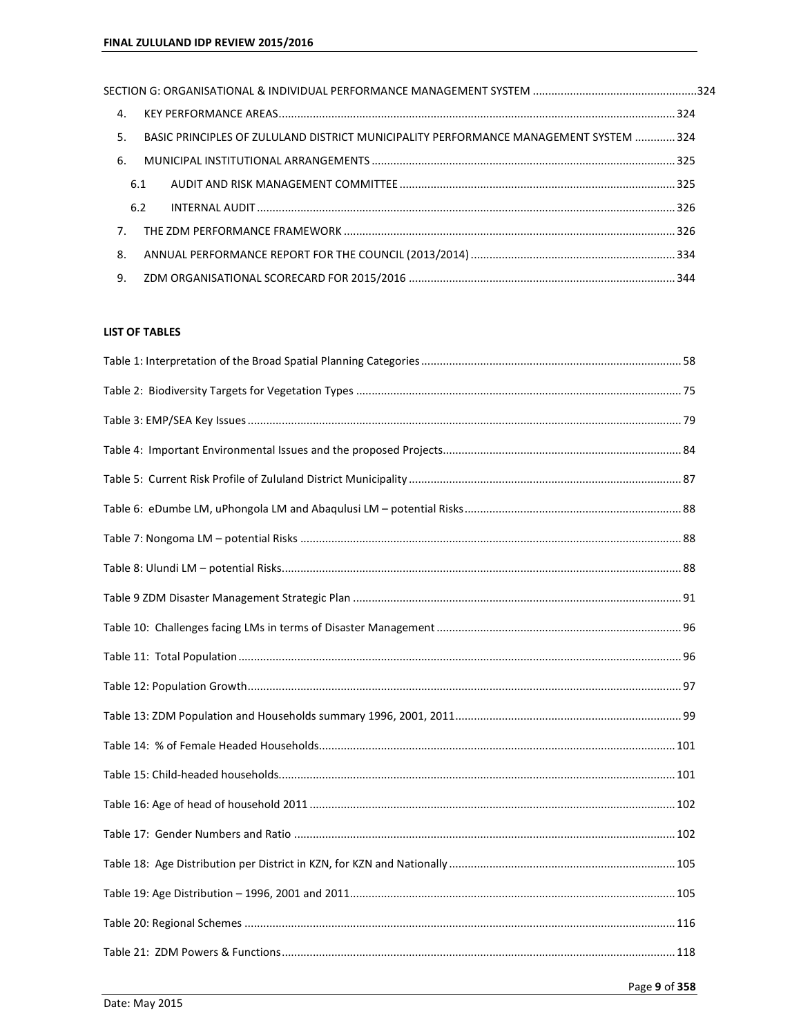SECTION G: ORGANISATIONAL & INDIVIDUAL PERFORMANCE MANAGEMENT SYSTEM ....................................................324

4. KEY PERFORMANCE AREAS ...................................................................................................................... 324
5. BASIC PRINCIPLES OF ZULULAND DISTRICT MUNICIPALITY PERFORMANCE MANAGEMENT SYSTEM ............. 324
6. MUNICIPAL INSTITUTIONAL ARRANGEMENTS ................................................................................................. 325
   - 6.1 AUDIT AND RISK MANAGEMENT COMMITTEE ........................................................................................ 325
   - 6.2 INTERNAL AUDIT ....................................................................................................................................... 326
7. THE ZDM PERFORMANCE FRAMEWORK .......................................................................................................... 326
8. ANNUAL PERFORMANCE REPORT FOR THE COUNCIL (2013/2014) ................................................................. 334
9. ZDM ORGANISATIONAL SCORECARD FOR 2015/2016 ..................................................................................... 344

**LIST OF TABLES**

Table 1: Interpretation of the Broad Spatial Planning Categories ................................................................................... 58

Table 2: Biodiversity Targets for Vegetation Types ........................................................................................................ 75

Table 3: EMP/SEA Key Issues ........................................................................................................................................... 79

Table 4: Important Environmental Issues and the proposed Projects ............................................................................ 84

Table 5: Current Risk Profile of Zululand District Municipality ....................................................................................... 87

Table 6: eDumbe LM, uPhongola LM and Abaqulusi LM – potential Risks ..................................................................... 88

Table 7: Nongoma LM – potential Risks .......................................................................................................................... 88

Table 8: Ulundi LM – potential Risks ................................................................................................................................ 88

Table 9 ZDM Disaster Management Strategic Plan ......................................................................................................... 91

Table 10: Challenges facing LMs in terms of Disaster Management .............................................................................. 96

Table 11: Total Population ............................................................................................................................................... 96

Table 12: Population Growth ........................................................................................................................................... 97

Table 13: ZDM Population and Households summary 1996, 2001, 2011 ........................................................................ 99

Table 14: % of Female Headed Households .................................................................................................................. 101

Table 15: Child-headed households ............................................................................................................................... 101

Table 16: Age of head of household 2011 ..................................................................................................................... 102

Table 17: Gender Numbers and Ratio ........................................................................................................................... 102

Table 18: Age Distribution per District in KZN, for KZN and Nationally ........................................................................ 105

Table 19: Age Distribution – 1996, 2001 and 2011 ........................................................................................................ 105

Table 20: Regional Schemes .......................................................................................................................................... 116

Table 21: ZDM Powers & Functions ............................................................................................................................... 118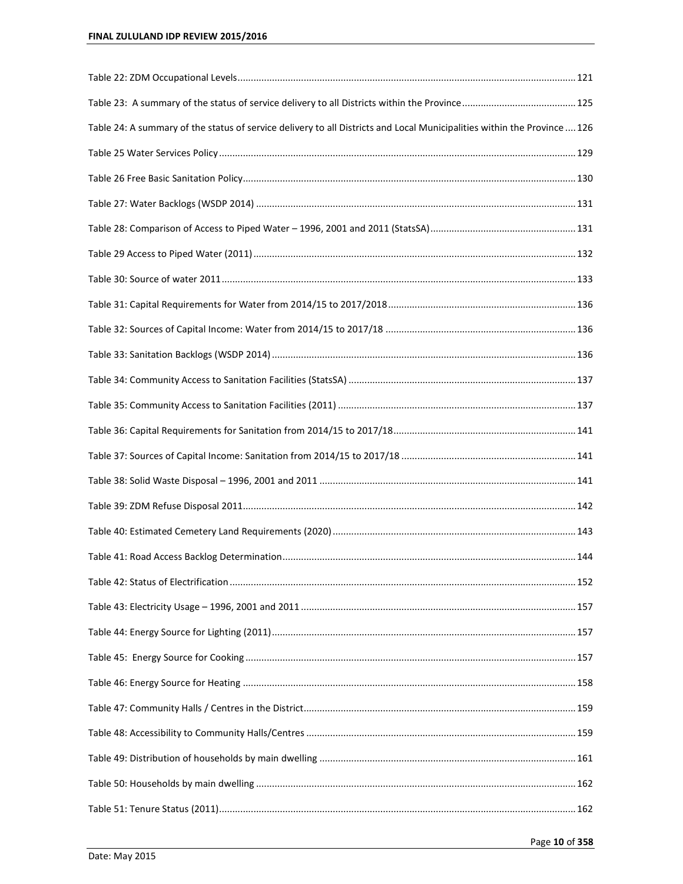Table 22: ZDM Occupational Levels ........ 121

Table 23: A summary of the status of service delivery to all Districts within the Province ........ 125

Table 24: A summary of the status of service delivery to all Districts and Local Municipalities within the Province ........ 126

Table 25 Water Services Policy ........ 129

Table 26 Free Basic Sanitation Policy ........ 130

Table 27: Water Backlogs (WSDP 2014) ........ 131

Table 28: Comparison of Access to Piped Water – 1996, 2001 and 2011 (StatsSA) ........ 131

Table 29 Access to Piped Water (2011) ........ 132

Table 30: Source of water 2011 ........ 133

Table 31: Capital Requirements for Water from 2014/15 to 2017/2018 ........ 136

Table 32: Sources of Capital Income: Water from 2014/15 to 2017/18 ........ 136

Table 33: Sanitation Backlogs (WSDP 2014) ........ 136

Table 34: Community Access to Sanitation Facilities (StatsSA) ........ 137

Table 35: Community Access to Sanitation Facilities (2011) ........ 137

Table 36: Capital Requirements for Sanitation from 2014/15 to 2017/18 ........ 141

Table 37: Sources of Capital Income: Sanitation from 2014/15 to 2017/18 ........ 141

Table 38: Solid Waste Disposal – 1996, 2001 and 2011 ........ 141

Table 39: ZDM Refuse Disposal 2011 ........ 142

Table 40: Estimated Cemetery Land Requirements (2020) ........ 143

Table 41: Road Access Backlog Determination ........ 144

Table 42: Status of Electrification ........ 152

Table 43: Electricity Usage – 1996, 2001 and 2011 ........ 157

Table 44: Energy Source for Lighting (2011) ........ 157

Table 45: Energy Source for Cooking ........ 157

Table 46: Energy Source for Heating ........ 158

Table 47: Community Halls / Centres in the District ........ 159

Table 48: Accessibility to Community Halls/Centres ........ 159

Table 49: Distribution of households by main dwelling ........ 161

Table 50: Households by main dwelling ........ 162

Table 51: Tenure Status (2011) ........ 162

Date: May 2015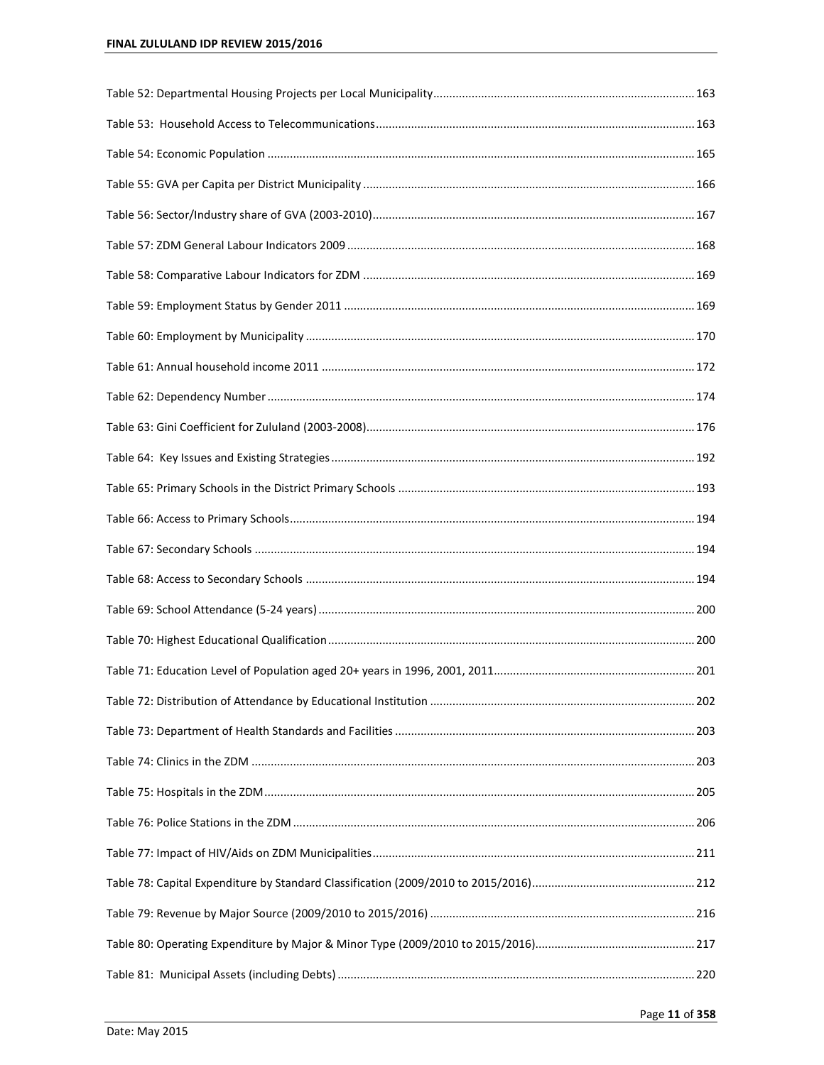Table 52: Departmental Housing Projects per Local Municipality ..... 163

Table 53: Household Access to Telecommunications ..... 163

Table 54: Economic Population ..... 165

Table 55: GVA per Capita per District Municipality ..... 166

Table 56: Sector/Industry share of GVA (2003-2010) ..... 167

Table 57: ZDM General Labour Indicators 2009 ..... 168

Table 58: Comparative Labour Indicators for ZDM ..... 169

Table 59: Employment Status by Gender 2011 ..... 169

Table 60: Employment by Municipality ..... 170

Table 61: Annual household income 2011 ..... 172

Table 62: Dependency Number ..... 174

Table 63: Gini Coefficient for Zululand (2003-2008) ..... 176

Table 64: Key Issues and Existing Strategies ..... 192

Table 65: Primary Schools in the District Primary Schools ..... 193

Table 66: Access to Primary Schools ..... 194

Table 67: Secondary Schools ..... 194

Table 68: Access to Secondary Schools ..... 194

Table 69: School Attendance (5-24 years) ..... 200

Table 70: Highest Educational Qualification ..... 200

Table 71: Education Level of Population aged 20+ years in 1996, 2001, 2011 ..... 201

Table 72: Distribution of Attendance by Educational Institution ..... 202

Table 73: Department of Health Standards and Facilities ..... 203

Table 74: Clinics in the ZDM ..... 203

Table 75: Hospitals in the ZDM ..... 205

Table 76: Police Stations in the ZDM ..... 206

Table 77: Impact of HIV/Aids on ZDM Municipalities ..... 211

Table 78: Capital Expenditure by Standard Classification (2009/2010 to 2015/2016) ..... 212

Table 79: Revenue by Major Source (2009/2010 to 2015/2016) ..... 216

Table 80: Operating Expenditure by Major & Minor Type (2009/2010 to 2015/2016) ..... 217

Table 81: Municipal Assets (including Debts) ..... 220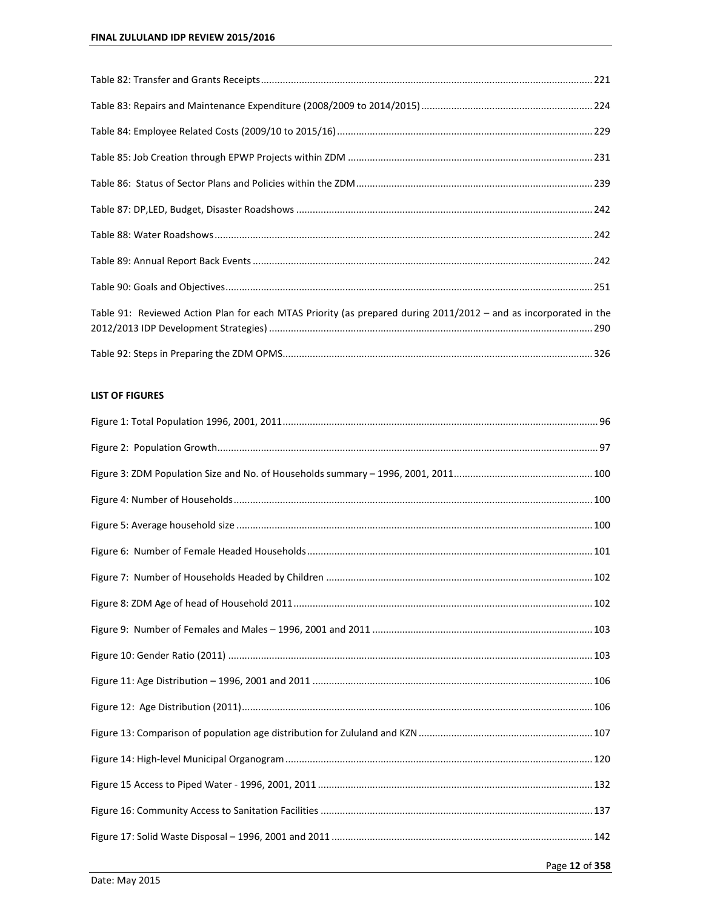Table 82: Transfer and Grants Receipts ........................................................................................................................ 221

Table 83: Repairs and Maintenance Expenditure (2008/2009 to 2014/2015) .............................................................. 224

Table 84: Employee Related Costs (2009/10 to 2015/16) ............................................................................................ 229

Table 85: Job Creation through EPWP Projects within ZDM ......................................................................................... 231

Table 86: Status of Sector Plans and Policies within the ZDM ...................................................................................... 239

Table 87: DP,LED, Budget, Disaster Roadshows ............................................................................................................ 242

Table 88: Water Roadshows .......................................................................................................................................... 242

Table 89: Annual Report Back Events ............................................................................................................................ 242

Table 90: Goals and Objectives ...................................................................................................................................... 251

Table 91: Reviewed Action Plan for each MTAS Priority (as prepared during 2011/2012 – and as incorporated in the 2012/2013 IDP Development Strategies) ...................................................................................................................... 290

Table 92: Steps in Preparing the ZDM OPMS ................................................................................................................. 326

**LIST OF FIGURES**

Figure 1: Total Population 1996, 2001, 2011 ................................................................................................................... 96

Figure 2: Population Growth .......................................................................................................................................... 97

Figure 3: ZDM Population Size and No. of Households summary – 1996, 2001, 2011 .................................................. 100

Figure 4: Number of Households .................................................................................................................................. 100

Figure 5: Average household size ................................................................................................................................. 100

Figure 6: Number of Female Headed Households ........................................................................................................ 101

Figure 7: Number of Households Headed by Children ................................................................................................. 102

Figure 8: ZDM Age of head of Household 2011 ............................................................................................................ 102

Figure 9: Number of Females and Males – 1996, 2001 and 2011 ................................................................................ 103

Figure 10: Gender Ratio (2011) .................................................................................................................................... 103

Figure 11: Age Distribution – 1996, 2001 and 2011 ...................................................................................................... 106

Figure 12: Age Distribution (2011) ................................................................................................................................ 106

Figure 13: Comparison of population age distribution for Zululand and KZN ................................................................ 107

Figure 14: High-level Municipal Organogram ................................................................................................................ 120

Figure 15 Access to Piped Water - 1996, 2001, 2011 .................................................................................................... 132

Figure 16: Community Access to Sanitation Facilities ................................................................................................... 137

Figure 17: Solid Waste Disposal – 1996, 2001 and 2011 ............................................................................................... 142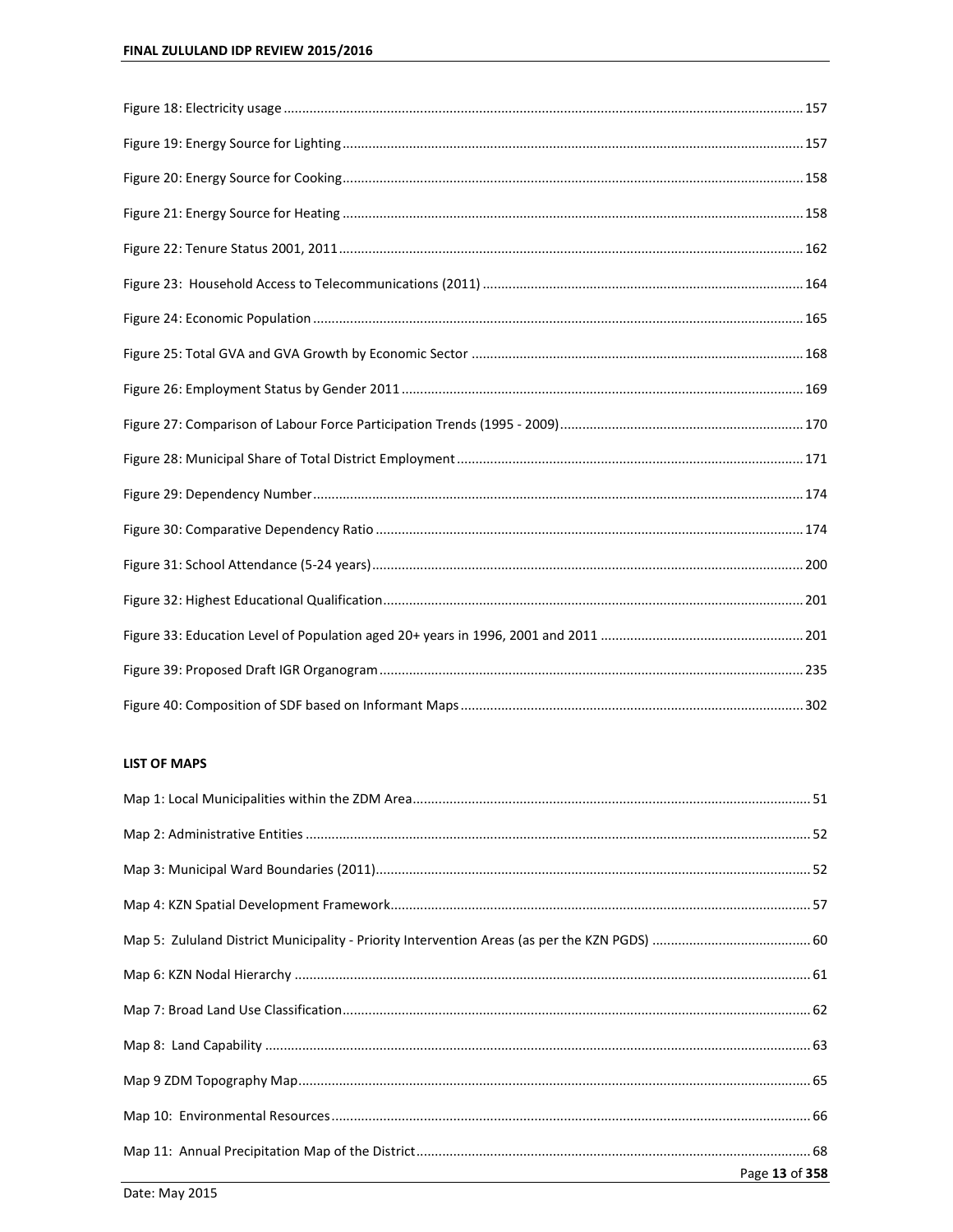Figure 18: Electricity usage ............................................................................................................................................ 157

Figure 19: Energy Source for Lighting ............................................................................................................................ 157

Figure 20: Energy Source for Cooking ............................................................................................................................ 158

Figure 21: Energy Source for Heating ............................................................................................................................ 158

Figure 22: Tenure Status 2001, 2011 ............................................................................................................................. 162

Figure 23: Household Access to Telecommunications (2011) ...................................................................................... 164

Figure 24: Economic Population .................................................................................................................................... 165

Figure 25: Total GVA and GVA Growth by Economic Sector ......................................................................................... 168

Figure 26: Employment Status by Gender 2011 ............................................................................................................ 169

Figure 27: Comparison of Labour Force Participation Trends (1995 - 2009) ................................................................. 170

Figure 28: Municipal Share of Total District Employment ............................................................................................. 171

Figure 29: Dependency Number .................................................................................................................................... 174

Figure 30: Comparative Dependency Ratio ................................................................................................................... 174

Figure 31: School Attendance (5-24 years) .................................................................................................................... 200

Figure 32: Highest Educational Qualification ................................................................................................................. 201

Figure 33: Education Level of Population aged 20+ years in 1996, 2001 and 2011 ....................................................... 201

Figure 39: Proposed Draft IGR Organogram .................................................................................................................. 235

Figure 40: Composition of SDF based on Informant Maps ............................................................................................ 302

**LIST OF MAPS**

Map 1: Local Municipalities within the ZDM Area ............................................................................................................ 51

Map 2: Administrative Entities ........................................................................................................................................ 52

Map 3: Municipal Ward Boundaries (2011) ..................................................................................................................... 52

Map 4: KZN Spatial Development Framework ................................................................................................................. 57

Map 5: Zululand District Municipality - Priority Intervention Areas (as per the KZN PGDS) ........................................... 60

Map 6: KZN Nodal Hierarchy ........................................................................................................................................... 61

Map 7: Broad Land Use Classification .............................................................................................................................. 62

Map 8: Land Capability .................................................................................................................................................. 63

Map 9 ZDM Topography Map .......................................................................................................................................... 65

Map 10: Environmental Resources ................................................................................................................................. 66

Map 11: Annual Precipitation Map of the District ........................................................................................................... 68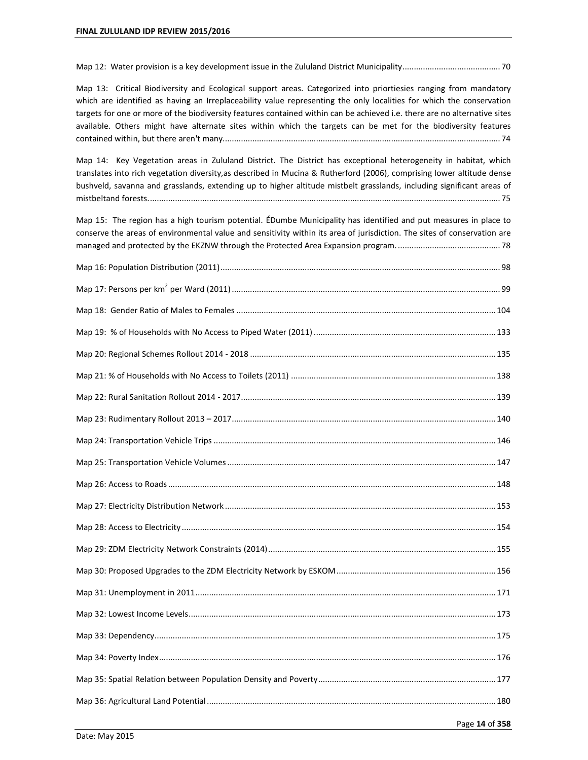Map 12: Water provision is a key development issue in the Zululand District Municipality ........................................... 70

Map 13: Critical Biodiversity and Ecological support areas. Categorized into priortiesies ranging from mandatory which are identified as having an Irreplaceability value representing the only localities for which the conservation targets for one or more of the biodiversity features contained within can be achieved i.e. there are no alternative sites available. Others might have alternate sites within which the targets can be met for the biodiversity features contained within, but there aren't many. ........................................................................................................................ 74

Map 14: Key Vegetation areas in Zululand District. The District has exceptional heterogeneity in habitat, which translates into rich vegetation diversity,as described in Mucina & Rutherford (2006), comprising lower altitude dense bushveld, savanna and grasslands, extending up to higher altitude mistbelt grasslands, including significant areas of mistbeltand forests. ........................................................................................................................ 75

Map 15: The region has a high tourism potential. ÉDumbe Municipality has identified and put measures in place to conserve the areas of environmental value and sensitivity within its area of jurisdiction. The sites of conservation are managed and protected by the EKZNW through the Protected Area Expansion program. ............................................. 78

Map 16: Population Distribution (2011) ........................................................................................................................ 98

Map 17: Persons per km$^2$ per Ward (2011) ........................................................................................................................ 99

Map 18: Gender Ratio of Males to Females ........................................................................................................................ 104

Map 19: % of Households with No Access to Piped Water (2011) ........................................................................................ 133

Map 20: Regional Schemes Rollout 2014 - 2018 ........................................................................................................................ 135

Map 21: % of Households with No Access to Toilets (2011) ........................................................................................ 138

Map 22: Rural Sanitation Rollout 2014 - 2017 ........................................................................................................................ 139

Map 23: Rudimentary Rollout 2013 – 2017 ........................................................................................................................ 140

Map 24: Transportation Vehicle Trips ........................................................................................................................ 146

Map 25: Transportation Vehicle Volumes ........................................................................................................................ 147

Map 26: Access to Roads ........................................................................................................................ 148

Map 27: Electricity Distribution Network ........................................................................................................................ 153

Map 28: Access to Electricity ........................................................................................................................ 154

Map 29: ZDM Electricity Network Constraints (2014) ........................................................................................................................ 155

Map 30: Proposed Upgrades to the ZDM Electricity Network by ESKOM ........................................................................ 156

Map 31: Unemployment in 2011 ........................................................................................................................ 171

Map 32: Lowest Income Levels ........................................................................................................................ 173

Map 33: Dependency ........................................................................................................................ 175

Map 34: Poverty Index ........................................................................................................................ 176

Map 35: Spatial Relation between Population Density and Poverty ........................................................................ 177

Map 36: Agricultural Land Potential ........................................................................................................................ 180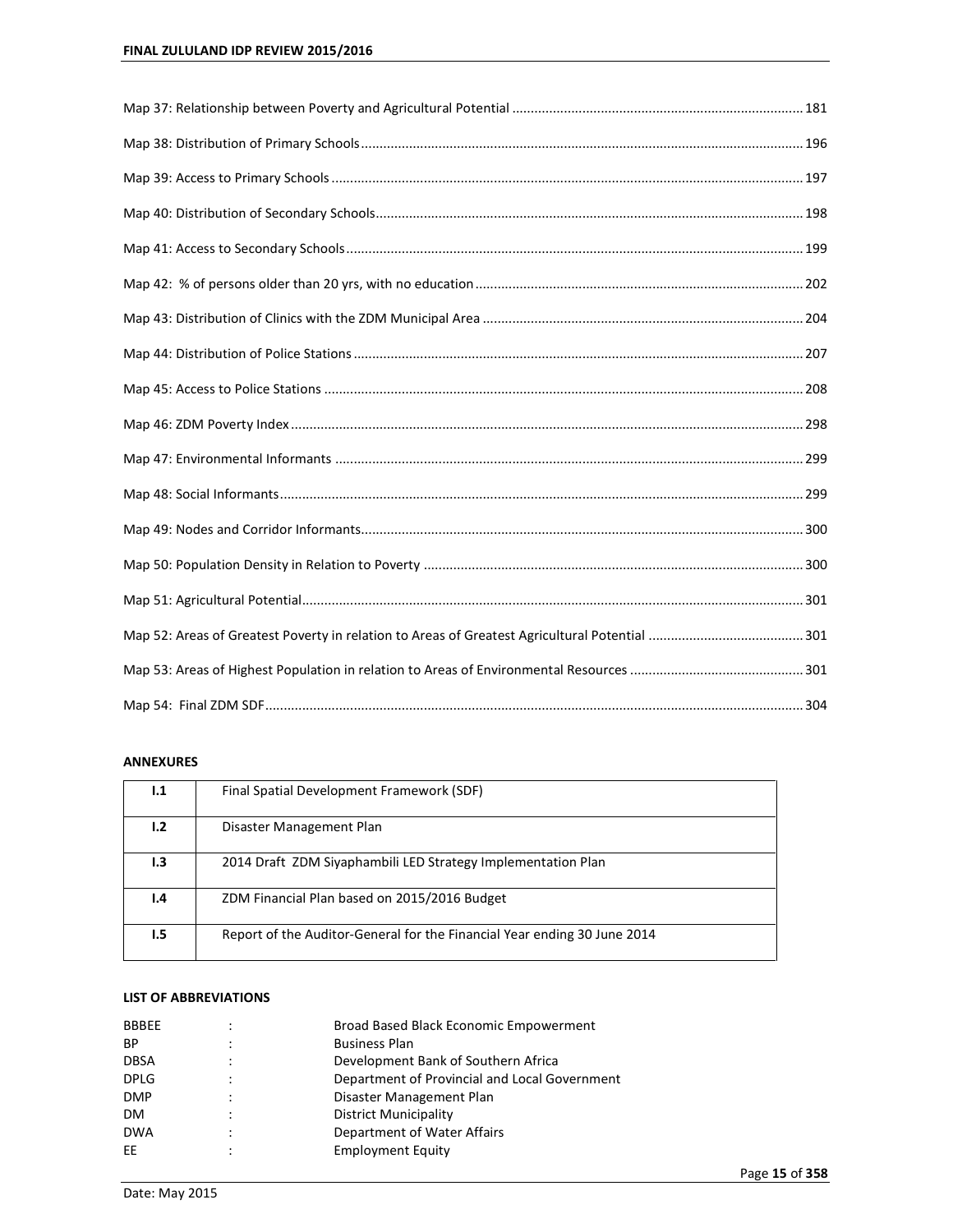Map 37: Relationship between Poverty and Agricultural Potential .......... 181

Map 38: Distribution of Primary Schools .......... 196

Map 39: Access to Primary Schools .......... 197

Map 40: Distribution of Secondary Schools .......... 198

Map 41: Access to Secondary Schools .......... 199

Map 42: % of persons older than 20 yrs, with no education .......... 202

Map 43: Distribution of Clinics with the ZDM Municipal Area .......... 204

Map 44: Distribution of Police Stations .......... 207

Map 45: Access to Police Stations .......... 208

Map 46: ZDM Poverty Index .......... 298

Map 47: Environmental Informants .......... 299

Map 48: Social Informants .......... 299

Map 49: Nodes and Corridor Informants .......... 300

Map 50: Population Density in Relation to Poverty .......... 300

Map 51: Agricultural Potential .......... 301

Map 52: Areas of Greatest Poverty in relation to Areas of Greatest Agricultural Potential .......... 301

Map 53: Areas of Highest Population in relation to Areas of Environmental Resources .......... 301

Map 54: Final ZDM SDF .......... 304

**ANNEXURES**

| | |
|---|---|
| **I.1** | Final Spatial Development Framework (SDF) |
| **I.2** | Disaster Management Plan |
| **I.3** | 2014 Draft ZDM Siyaphambili LED Strategy Implementation Plan |
| **I.4** | ZDM Financial Plan based on 2015/2016 Budget |
| **I.5** | Report of the Auditor-General for the Financial Year ending 30 June 2014 |

**LIST OF ABBREVIATIONS**

| | | |
|---|---|---|
| BBBEE | : | Broad Based Black Economic Empowerment |
| BP | : | Business Plan |
| DBSA | : | Development Bank of Southern Africa |
| DPLG | : | Department of Provincial and Local Government |
| DMP | : | Disaster Management Plan |
| DM | : | District Municipality |
| DWA | : | Department of Water Affairs |
| EE | : | Employment Equity |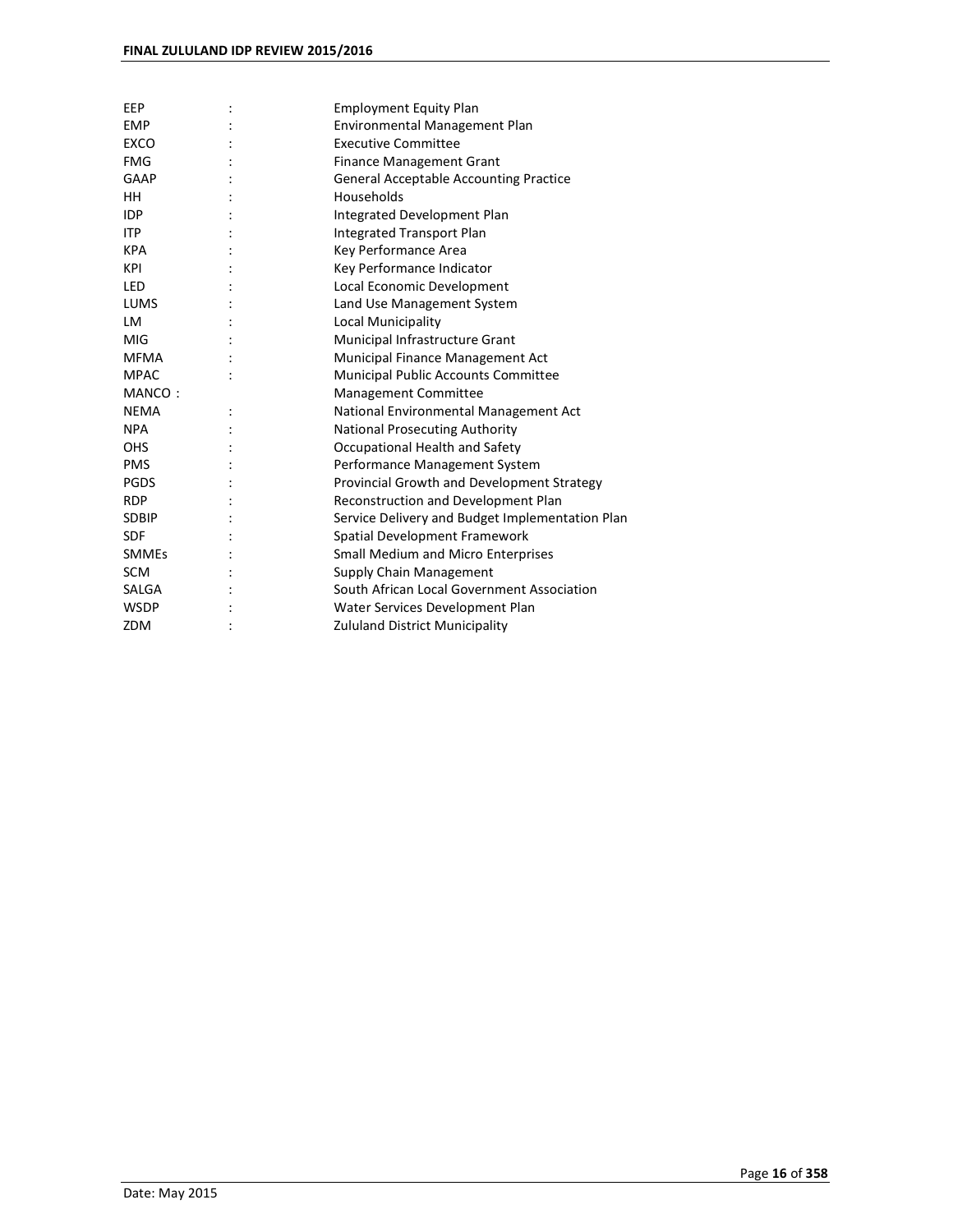| | | |
|---|---|---|
| EEP | : | Employment Equity Plan |
| EMP | : | Environmental Management Plan |
| EXCO | : | Executive Committee |
| FMG | : | Finance Management Grant |
| GAAP | : | General Acceptable Accounting Practice |
| HH | : | Households |
| IDP | : | Integrated Development Plan |
| ITP | : | Integrated Transport Plan |
| KPA | : | Key Performance Area |
| KPI | : | Key Performance Indicator |
| LED | : | Local Economic Development |
| LUMS | : | Land Use Management System |
| LM | : | Local Municipality |
| MIG | : | Municipal Infrastructure Grant |
| MFMA | : | Municipal Finance Management Act |
| MPAC | : | Municipal Public Accounts Committee |
| MANCO : | | Management Committee |
| NEMA | : | National Environmental Management Act |
| NPA | : | National Prosecuting Authority |
| OHS | : | Occupational Health and Safety |
| PMS | : | Performance Management System |
| PGDS | : | Provincial Growth and Development Strategy |
| RDP | : | Reconstruction and Development Plan |
| SDBIP | : | Service Delivery and Budget Implementation Plan |
| SDF | : | Spatial Development Framework |
| SMMEs | : | Small Medium and Micro Enterprises |
| SCM | : | Supply Chain Management |
| SALGA | : | South African Local Government Association |
| WSDP | : | Water Services Development Plan |
| ZDM | : | Zululand District Municipality |